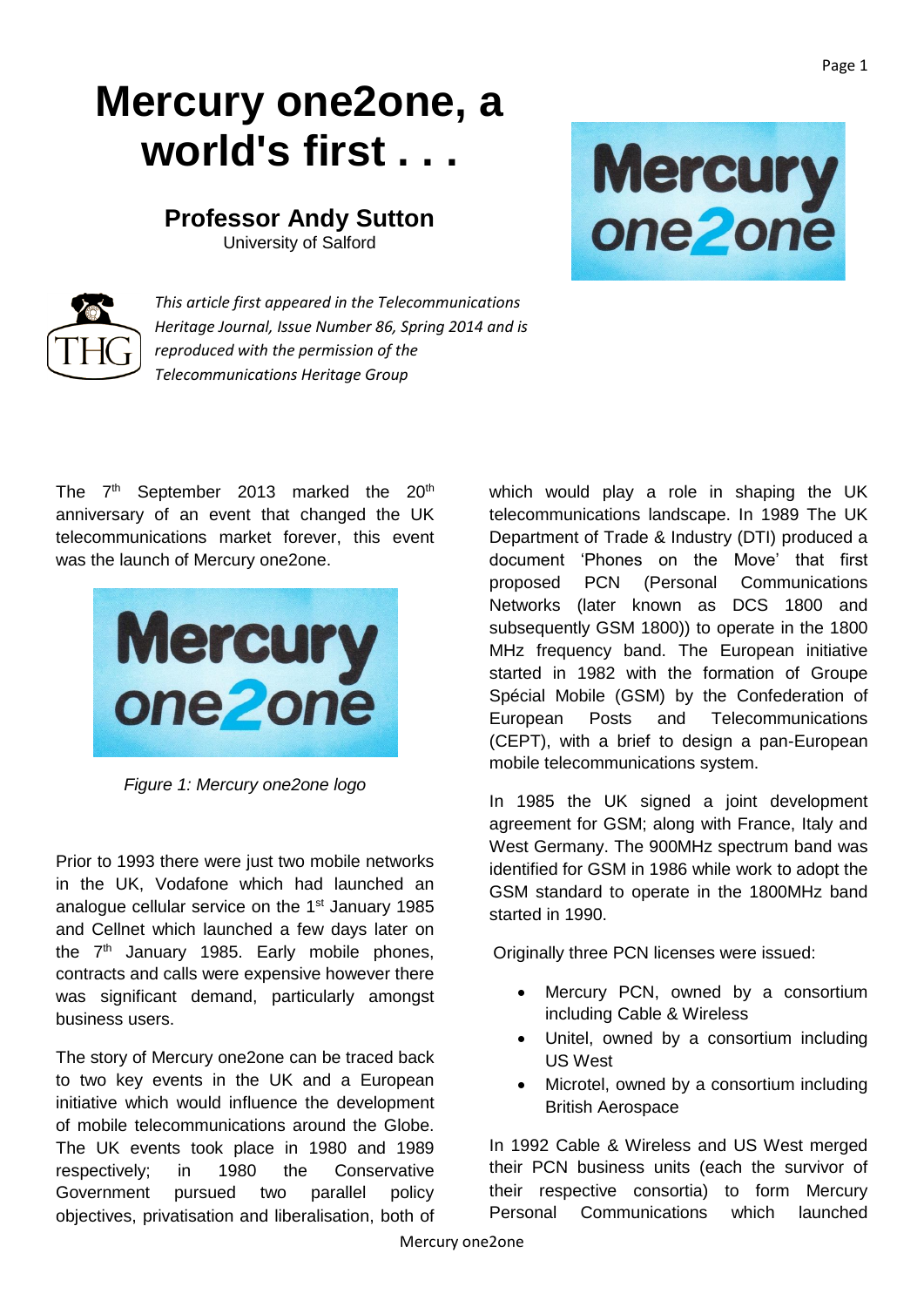# Mercury one2one, a world's first . . .

**Professor Andy Sutton**
University of Salford

*This article first appeared in the Telecommunications Heritage Journal, Issue Number 86, Spring 2014 and is reproduced with the permission of the Telecommunications Heritage Group*

The 7th September 2013 marked the 20th anniversary of an event that changed the UK telecommunications market forever, this event was the launch of Mercury one2one.

*Figure 1: Mercury one2one logo*

Prior to 1993 there were just two mobile networks in the UK, Vodafone which had launched an analogue cellular service on the 1st January 1985 and Cellnet which launched a few days later on the 7th January 1985. Early mobile phones, contracts and calls were expensive however there was significant demand, particularly amongst business users.

The story of Mercury one2one can be traced back to two key events in the UK and a European initiative which would influence the development of mobile telecommunications around the Globe. The UK events took place in 1980 and 1989 respectively; in 1980 the Conservative Government pursued two parallel policy objectives, privatisation and liberalisation, both of which would play a role in shaping the UK telecommunications landscape. In 1989 The UK Department of Trade & Industry (DTI) produced a document 'Phones on the Move' that first proposed PCN (Personal Communications Networks (later known as DCS 1800 and subsequently GSM 1800)) to operate in the 1800 MHz frequency band. The European initiative started in 1982 with the formation of Groupe Spécial Mobile (GSM) by the Confederation of European Posts and Telecommunications (CEPT), with a brief to design a pan-European mobile telecommunications system.

In 1985 the UK signed a joint development agreement for GSM; along with France, Italy and West Germany. The 900MHz spectrum band was identified for GSM in 1986 while work to adopt the GSM standard to operate in the 1800MHz band started in 1990.

Originally three PCN licenses were issued:

- Mercury PCN, owned by a consortium including Cable & Wireless
- Unitel, owned by a consortium including US West
- Microtel, owned by a consortium including British Aerospace

In 1992 Cable & Wireless and US West merged their PCN business units (each the survivor of their respective consortia) to form Mercury Personal Communications which launched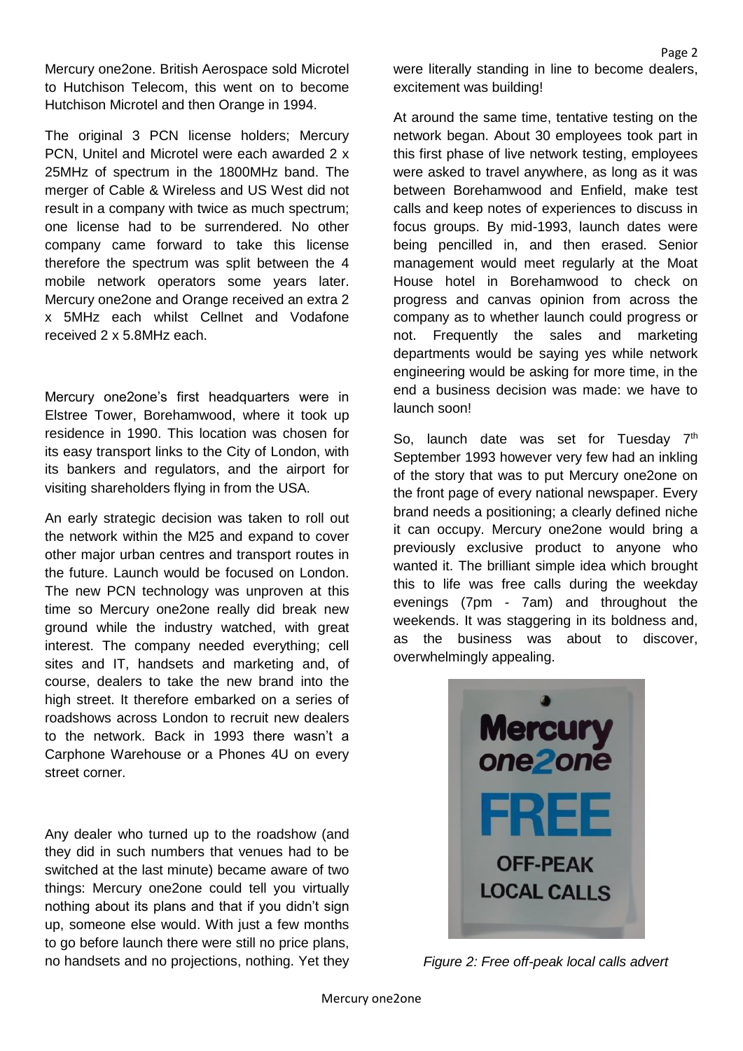Mercury one2one. British Aerospace sold Microtel to Hutchison Telecom, this went on to become Hutchison Microtel and then Orange in 1994.

The original 3 PCN license holders; Mercury PCN, Unitel and Microtel were each awarded 2 x 25MHz of spectrum in the 1800MHz band. The merger of Cable & Wireless and US West did not result in a company with twice as much spectrum; one license had to be surrendered. No other company came forward to take this license therefore the spectrum was split between the 4 mobile network operators some years later. Mercury one2one and Orange received an extra 2 x 5MHz each whilst Cellnet and Vodafone received 2 x 5.8MHz each.

Mercury one2one's first headquarters were in Elstree Tower, Borehamwood, where it took up residence in 1990. This location was chosen for its easy transport links to the City of London, with its bankers and regulators, and the airport for visiting shareholders flying in from the USA.

An early strategic decision was taken to roll out the network within the M25 and expand to cover other major urban centres and transport routes in the future. Launch would be focused on London. The new PCN technology was unproven at this time so Mercury one2one really did break new ground while the industry watched, with great interest. The company needed everything; cell sites and IT, handsets and marketing and, of course, dealers to take the new brand into the high street. It therefore embarked on a series of roadshows across London to recruit new dealers to the network. Back in 1993 there wasn't a Carphone Warehouse or a Phones 4U on every street corner.

Any dealer who turned up to the roadshow (and they did in such numbers that venues had to be switched at the last minute) became aware of two things: Mercury one2one could tell you virtually nothing about its plans and that if you didn't sign up, someone else would. With just a few months to go before launch there were still no price plans, no handsets and no projections, nothing. Yet they were literally standing in line to become dealers, excitement was building!

At around the same time, tentative testing on the network began. About 30 employees took part in this first phase of live network testing, employees were asked to travel anywhere, as long as it was between Borehamwood and Enfield, make test calls and keep notes of experiences to discuss in focus groups. By mid-1993, launch dates were being pencilled in, and then erased. Senior management would meet regularly at the Moat House hotel in Borehamwood to check on progress and canvas opinion from across the company as to whether launch could progress or not. Frequently the sales and marketing departments would be saying yes while network engineering would be asking for more time, in the end a business decision was made: we have to launch soon!

So, launch date was set for Tuesday 7th September 1993 however very few had an inkling of the story that was to put Mercury one2one on the front page of every national newspaper. Every brand needs a positioning; a clearly defined niche it can occupy. Mercury one2one would bring a previously exclusive product to anyone who wanted it. The brilliant simple idea which brought this to life was free calls during the weekday evenings (7pm - 7am) and throughout the weekends. It was staggering in its boldness and, as the business was about to discover, overwhelmingly appealing.

*Figure 2: Free off-peak local calls advert*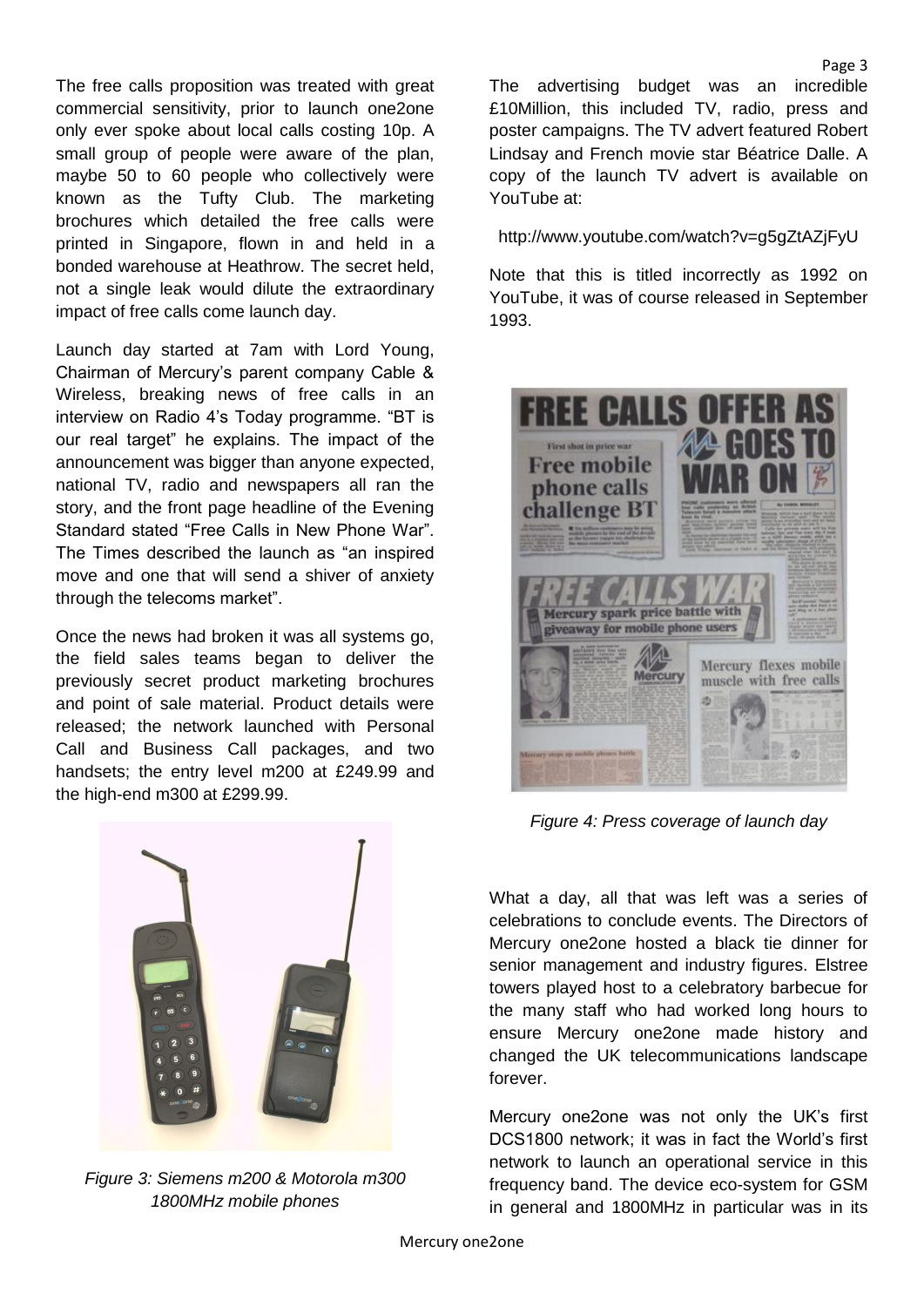The free calls proposition was treated with great commercial sensitivity, prior to launch one2one only ever spoke about local calls costing 10p. A small group of people were aware of the plan, maybe 50 to 60 people who collectively were known as the Tufty Club. The marketing brochures which detailed the free calls were printed in Singapore, flown in and held in a bonded warehouse at Heathrow. The secret held, not a single leak would dilute the extraordinary impact of free calls come launch day.

Launch day started at 7am with Lord Young, Chairman of Mercury's parent company Cable & Wireless, breaking news of free calls in an interview on Radio 4's Today programme. "BT is our real target" he explains. The impact of the announcement was bigger than anyone expected, national TV, radio and newspapers all ran the story, and the front page headline of the Evening Standard stated "Free Calls in New Phone War". The Times described the launch as "an inspired move and one that will send a shiver of anxiety through the telecoms market".

Once the news had broken it was all systems go, the field sales teams began to deliver the previously secret product marketing brochures and point of sale material. Product details were released; the network launched with Personal Call and Business Call packages, and two handsets; the entry level m200 at £249.99 and the high-end m300 at £299.99.

*Figure 3: Siemens m200 & Motorola m300 1800MHz mobile phones*

The advertising budget was an incredible £10Million, this included TV, radio, press and poster campaigns. The TV advert featured Robert Lindsay and French movie star Béatrice Dalle. A copy of the launch TV advert is available on YouTube at:

http://www.youtube.com/watch?v=g5gZtAZjFyU

Note that this is titled incorrectly as 1992 on YouTube, it was of course released in September 1993.

*Figure 4: Press coverage of launch day*

What a day, all that was left was a series of celebrations to conclude events. The Directors of Mercury one2one hosted a black tie dinner for senior management and industry figures. Elstree towers played host to a celebratory barbecue for the many staff who had worked long hours to ensure Mercury one2one made history and changed the UK telecommunications landscape forever.

Mercury one2one was not only the UK's first DCS1800 network; it was in fact the World's first network to launch an operational service in this frequency band. The device eco-system for GSM in general and 1800MHz in particular was in its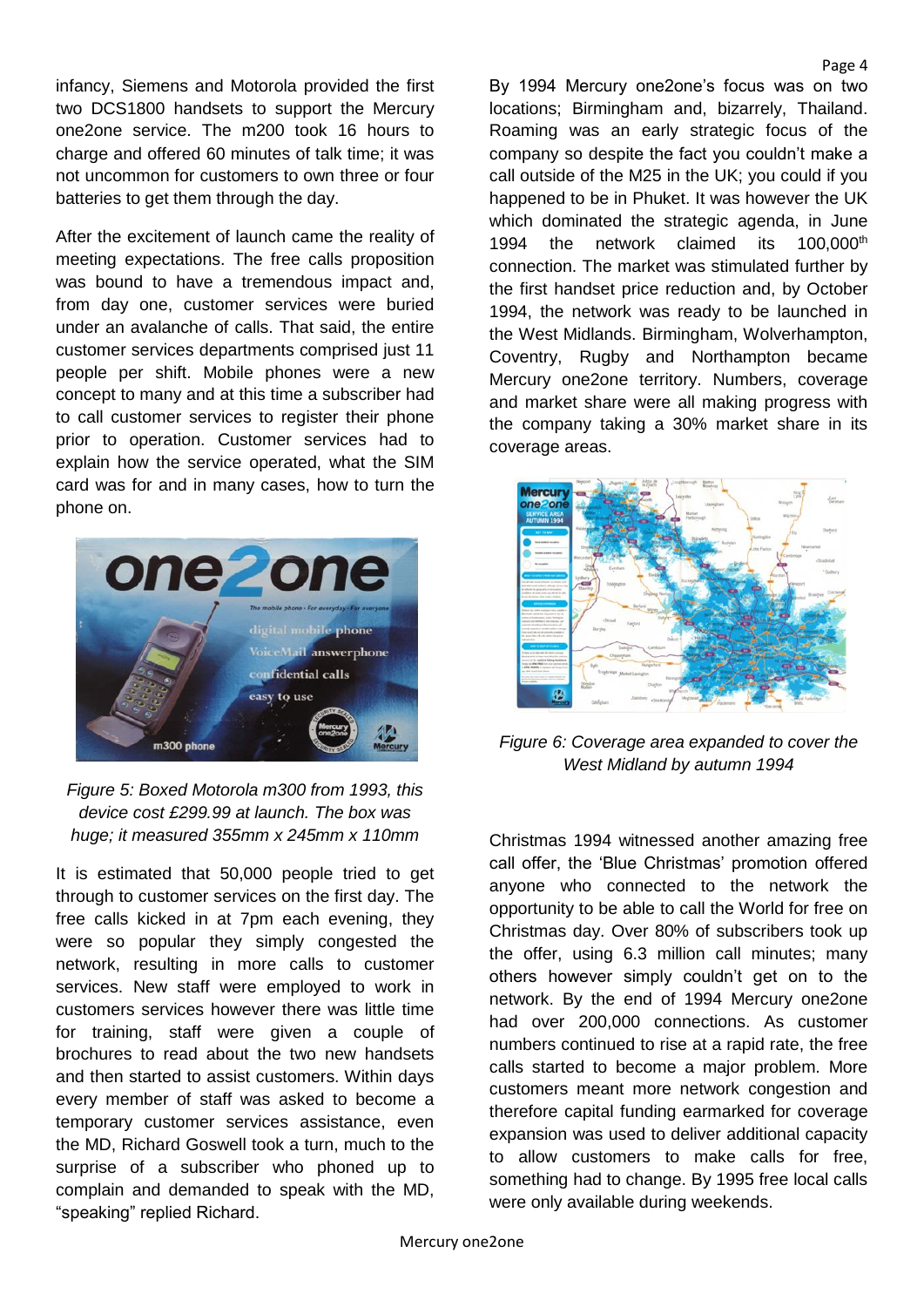infancy, Siemens and Motorola provided the first two DCS1800 handsets to support the Mercury one2one service. The m200 took 16 hours to charge and offered 60 minutes of talk time; it was not uncommon for customers to own three or four batteries to get them through the day.

After the excitement of launch came the reality of meeting expectations. The free calls proposition was bound to have a tremendous impact and, from day one, customer services were buried under an avalanche of calls. That said, the entire customer services departments comprised just 11 people per shift. Mobile phones were a new concept to many and at this time a subscriber had to call customer services to register their phone prior to operation. Customer services had to explain how the service operated, what the SIM card was for and in many cases, how to turn the phone on.

*Figure 5: Boxed Motorola m300 from 1993, this device cost £299.99 at launch. The box was huge; it measured 355mm x 245mm x 110mm*

It is estimated that 50,000 people tried to get through to customer services on the first day. The free calls kicked in at 7pm each evening, they were so popular they simply congested the network, resulting in more calls to customer services. New staff were employed to work in customers services however there was little time for training, staff were given a couple of brochures to read about the two new handsets and then started to assist customers. Within days every member of staff was asked to become a temporary customer services assistance, even the MD, Richard Goswell took a turn, much to the surprise of a subscriber who phoned up to complain and demanded to speak with the MD, “speaking” replied Richard.

By 1994 Mercury one2one’s focus was on two locations; Birmingham and, bizarrely, Thailand. Roaming was an early strategic focus of the company so despite the fact you couldn’t make a call outside of the M25 in the UK; you could if you happened to be in Phuket. It was however the UK which dominated the strategic agenda, in June 1994 the network claimed its 100,000th connection. The market was stimulated further by the first handset price reduction and, by October 1994, the network was ready to be launched in the West Midlands. Birmingham, Wolverhampton, Coventry, Rugby and Northampton became Mercury one2one territory. Numbers, coverage and market share were all making progress with the company taking a 30% market share in its coverage areas.

*Figure 6: Coverage area expanded to cover the West Midland by autumn 1994*

Christmas 1994 witnessed another amazing free call offer, the ‘Blue Christmas’ promotion offered anyone who connected to the network the opportunity to be able to call the World for free on Christmas day. Over 80% of subscribers took up the offer, using 6.3 million call minutes; many others however simply couldn’t get on to the network. By the end of 1994 Mercury one2one had over 200,000 connections. As customer numbers continued to rise at a rapid rate, the free calls started to become a major problem. More customers meant more network congestion and therefore capital funding earmarked for coverage expansion was used to deliver additional capacity to allow customers to make calls for free, something had to change. By 1995 free local calls were only available during weekends.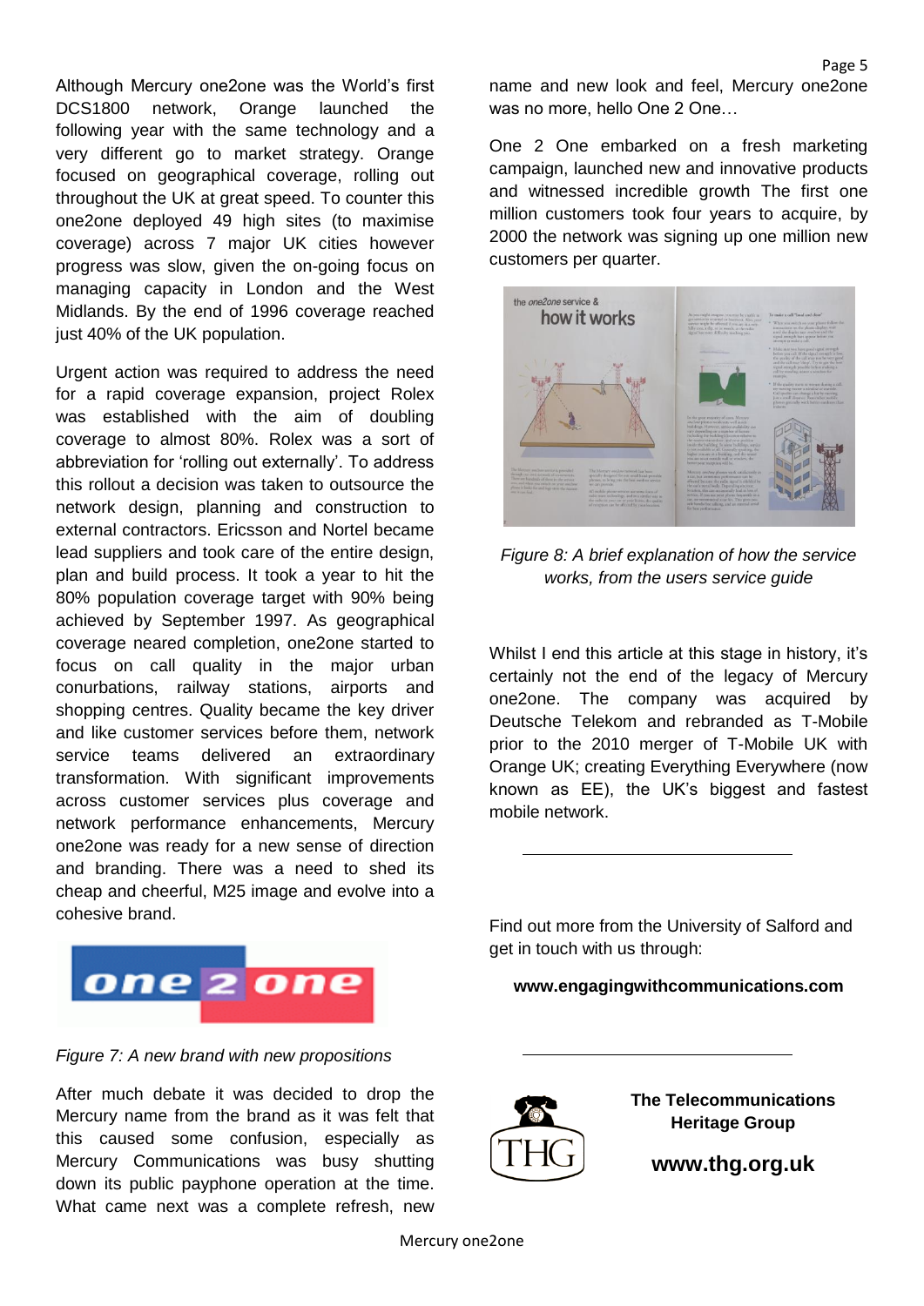Although Mercury one2one was the World's first DCS1800 network, Orange launched the following year with the same technology and a very different go to market strategy. Orange focused on geographical coverage, rolling out throughout the UK at great speed. To counter this one2one deployed 49 high sites (to maximise coverage) across 7 major UK cities however progress was slow, given the on-going focus on managing capacity in London and the West Midlands. By the end of 1996 coverage reached just 40% of the UK population.

Urgent action was required to address the need for a rapid coverage expansion, project Rolex was established with the aim of doubling coverage to almost 80%. Rolex was a sort of abbreviation for 'rolling out externally'. To address this rollout a decision was taken to outsource the network design, planning and construction to external contractors. Ericsson and Nortel became lead suppliers and took care of the entire design, plan and build process. It took a year to hit the 80% population coverage target with 90% being achieved by September 1997. As geographical coverage neared completion, one2one started to focus on call quality in the major urban conurbations, railway stations, airports and shopping centres. Quality became the key driver and like customer services before them, network service teams delivered an extraordinary transformation. With significant improvements across customer services plus coverage and network performance enhancements, Mercury one2one was ready for a new sense of direction and branding. There was a need to shed its cheap and cheerful, M25 image and evolve into a cohesive brand.

*Figure 7: A new brand with new propositions*

After much debate it was decided to drop the Mercury name from the brand as it was felt that this caused some confusion, especially as Mercury Communications was busy shutting down its public payphone operation at the time. What came next was a complete refresh, new name and new look and feel, Mercury one2one was no more, hello One 2 One…

One 2 One embarked on a fresh marketing campaign, launched new and innovative products and witnessed incredible growth The first one million customers took four years to acquire, by 2000 the network was signing up one million new customers per quarter.

*Figure 8: A brief explanation of how the service works, from the users service guide*

Whilst I end this article at this stage in history, it's certainly not the end of the legacy of Mercury one2one. The company was acquired by Deutsche Telekom and rebranded as T-Mobile prior to the 2010 merger of T-Mobile UK with Orange UK; creating Everything Everywhere (now known as EE), the UK's biggest and fastest mobile network.

---

Find out more from the University of Salford and get in touch with us through:

**www.engagingwithcommunications.com**

---

**The Telecommunications Heritage Group**

**www.thg.org.uk**